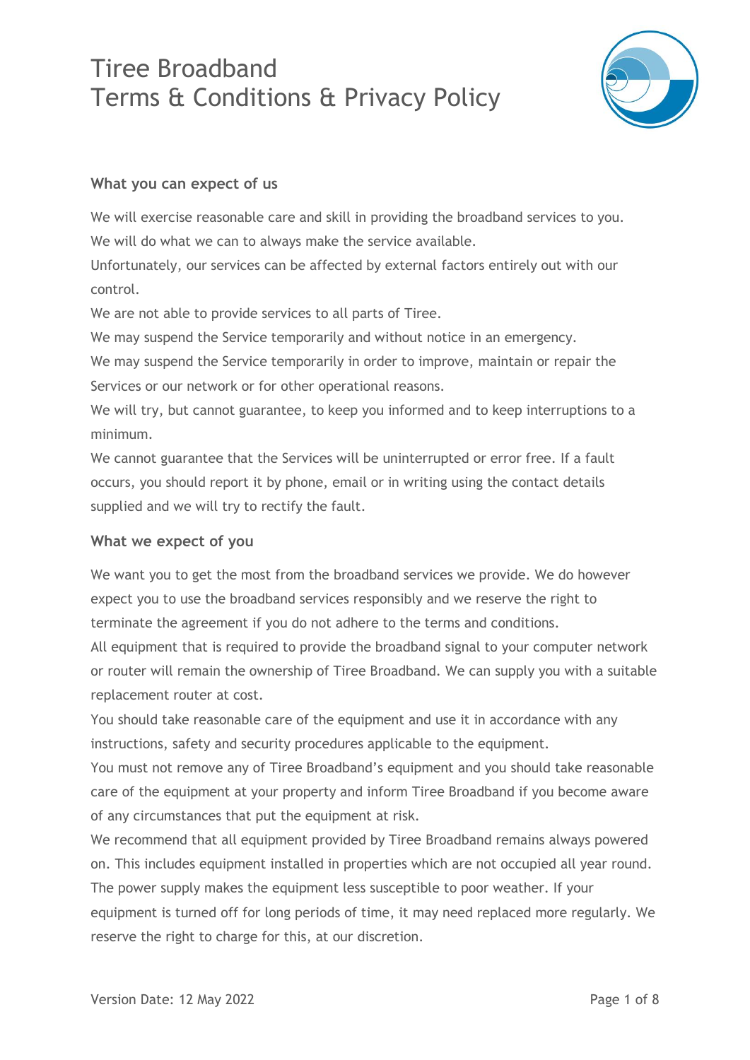# Tiree Broadband
# Terms & Conditions & Privacy Policy

### What you can expect of us

We will exercise reasonable care and skill in providing the broadband services to you.

We will do what we can to always make the service available.

Unfortunately, our services can be affected by external factors entirely out with our control.

We are not able to provide services to all parts of Tiree.

We may suspend the Service temporarily and without notice in an emergency.

We may suspend the Service temporarily in order to improve, maintain or repair the Services or our network or for other operational reasons.

We will try, but cannot guarantee, to keep you informed and to keep interruptions to a minimum.

We cannot guarantee that the Services will be uninterrupted or error free. If a fault occurs, you should report it by phone, email or in writing using the contact details supplied and we will try to rectify the fault.

### What we expect of you

We want you to get the most from the broadband services we provide. We do however expect you to use the broadband services responsibly and we reserve the right to terminate the agreement if you do not adhere to the terms and conditions.

All equipment that is required to provide the broadband signal to your computer network or router will remain the ownership of Tiree Broadband. We can supply you with a suitable replacement router at cost.

You should take reasonable care of the equipment and use it in accordance with any instructions, safety and security procedures applicable to the equipment.

You must not remove any of Tiree Broadband's equipment and you should take reasonable care of the equipment at your property and inform Tiree Broadband if you become aware of any circumstances that put the equipment at risk.

We recommend that all equipment provided by Tiree Broadband remains always powered on. This includes equipment installed in properties which are not occupied all year round. The power supply makes the equipment less susceptible to poor weather. If your equipment is turned off for long periods of time, it may need replaced more regularly. We reserve the right to charge for this, at our discretion.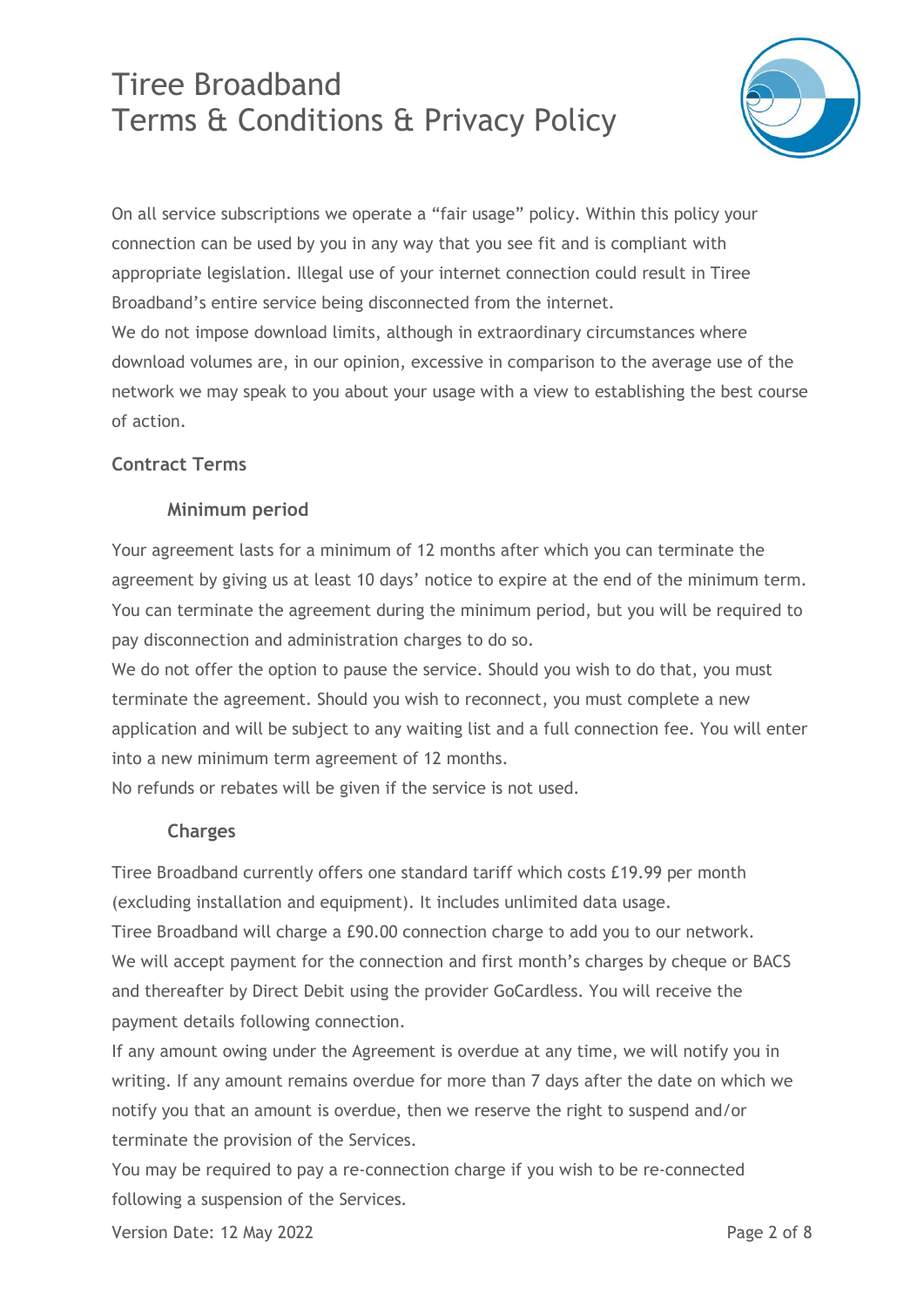On all service subscriptions we operate a "fair usage" policy. Within this policy your connection can be used by you in any way that you see fit and is compliant with appropriate legislation. Illegal use of your internet connection could result in Tiree Broadband's entire service being disconnected from the internet.

We do not impose download limits, although in extraordinary circumstances where download volumes are, in our opinion, excessive in comparison to the average use of the network we may speak to you about your usage with a view to establishing the best course of action.

## Contract Terms

### Minimum period

Your agreement lasts for a minimum of 12 months after which you can terminate the agreement by giving us at least 10 days' notice to expire at the end of the minimum term. You can terminate the agreement during the minimum period, but you will be required to pay disconnection and administration charges to do so.

We do not offer the option to pause the service. Should you wish to do that, you must terminate the agreement. Should you wish to reconnect, you must complete a new application and will be subject to any waiting list and a full connection fee. You will enter into a new minimum term agreement of 12 months.

No refunds or rebates will be given if the service is not used.

### Charges

Tiree Broadband currently offers one standard tariff which costs £19.99 per month (excluding installation and equipment). It includes unlimited data usage.

Tiree Broadband will charge a £90.00 connection charge to add you to our network.

We will accept payment for the connection and first month's charges by cheque or BACS and thereafter by Direct Debit using the provider GoCardless. You will receive the payment details following connection.

If any amount owing under the Agreement is overdue at any time, we will notify you in writing. If any amount remains overdue for more than 7 days after the date on which we notify you that an amount is overdue, then we reserve the right to suspend and/or terminate the provision of the Services.

You may be required to pay a re-connection charge if you wish to be re-connected following a suspension of the Services.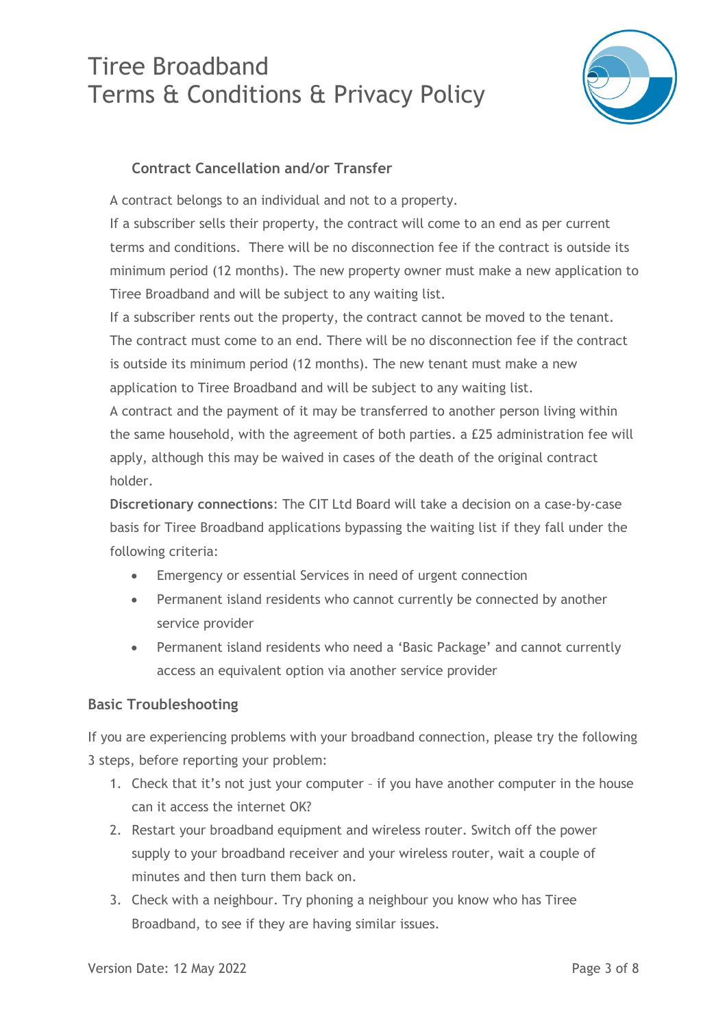### Contract Cancellation and/or Transfer

A contract belongs to an individual and not to a property.

If a subscriber sells their property, the contract will come to an end as per current terms and conditions. There will be no disconnection fee if the contract is outside its minimum period (12 months). The new property owner must make a new application to Tiree Broadband and will be subject to any waiting list.

If a subscriber rents out the property, the contract cannot be moved to the tenant. The contract must come to an end. There will be no disconnection fee if the contract is outside its minimum period (12 months). The new tenant must make a new application to Tiree Broadband and will be subject to any waiting list.

A contract and the payment of it may be transferred to another person living within the same household, with the agreement of both parties. a £25 administration fee will apply, although this may be waived in cases of the death of the original contract holder.

**Discretionary connections**: The CIT Ltd Board will take a decision on a case-by-case basis for Tiree Broadband applications bypassing the waiting list if they fall under the following criteria:

- Emergency or essential Services in need of urgent connection
- Permanent island residents who cannot currently be connected by another service provider
- Permanent island residents who need a 'Basic Package' and cannot currently access an equivalent option via another service provider

## Basic Troubleshooting

If you are experiencing problems with your broadband connection, please try the following 3 steps, before reporting your problem:

1. Check that it's not just your computer – if you have another computer in the house can it access the internet OK?
2. Restart your broadband equipment and wireless router. Switch off the power supply to your broadband receiver and your wireless router, wait a couple of minutes and then turn them back on.
3. Check with a neighbour. Try phoning a neighbour you know who has Tiree Broadband, to see if they are having similar issues.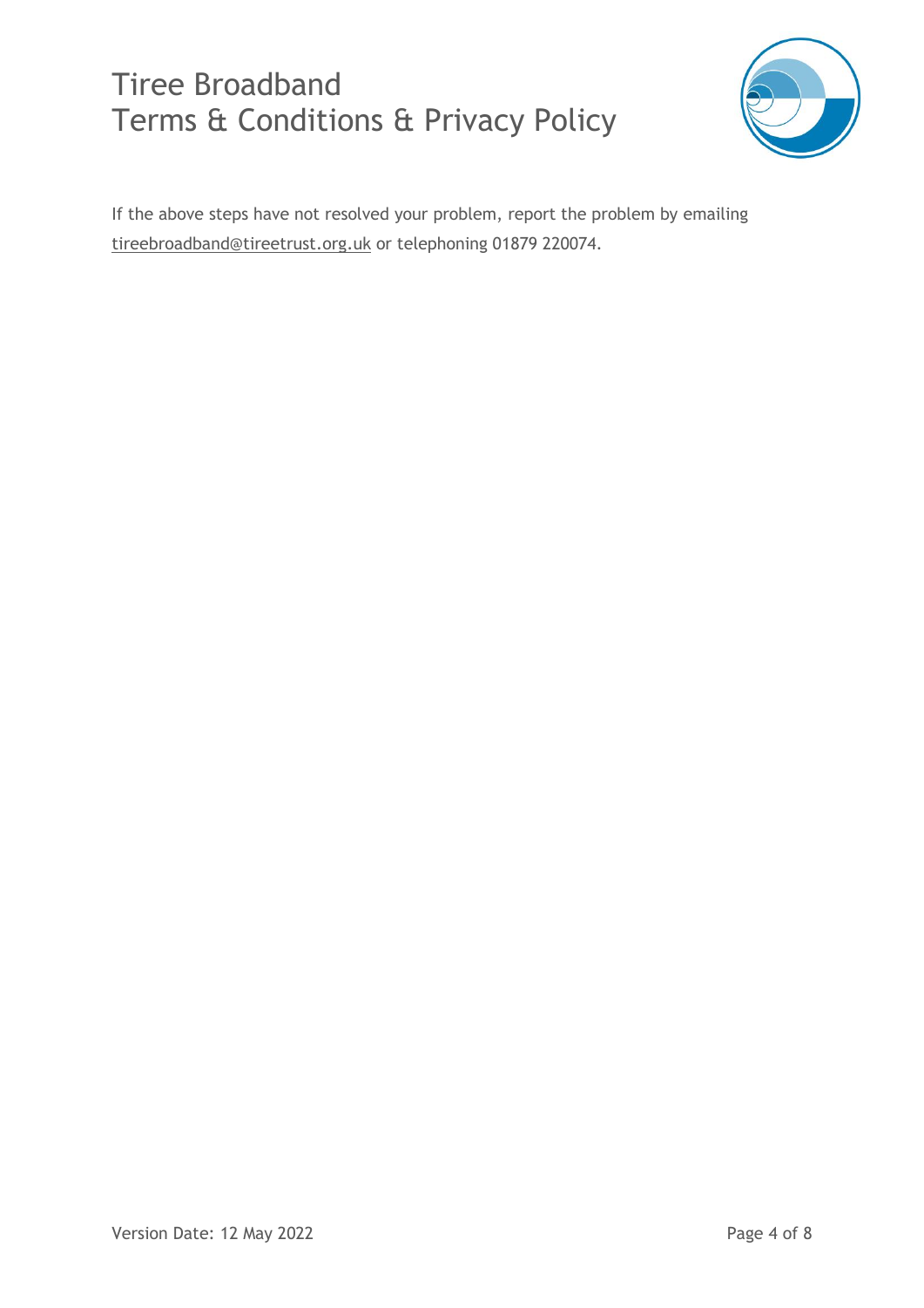If the above steps have not resolved your problem, report the problem by emailing tireebroadband@tireetrust.org.uk or telephoning 01879 220074.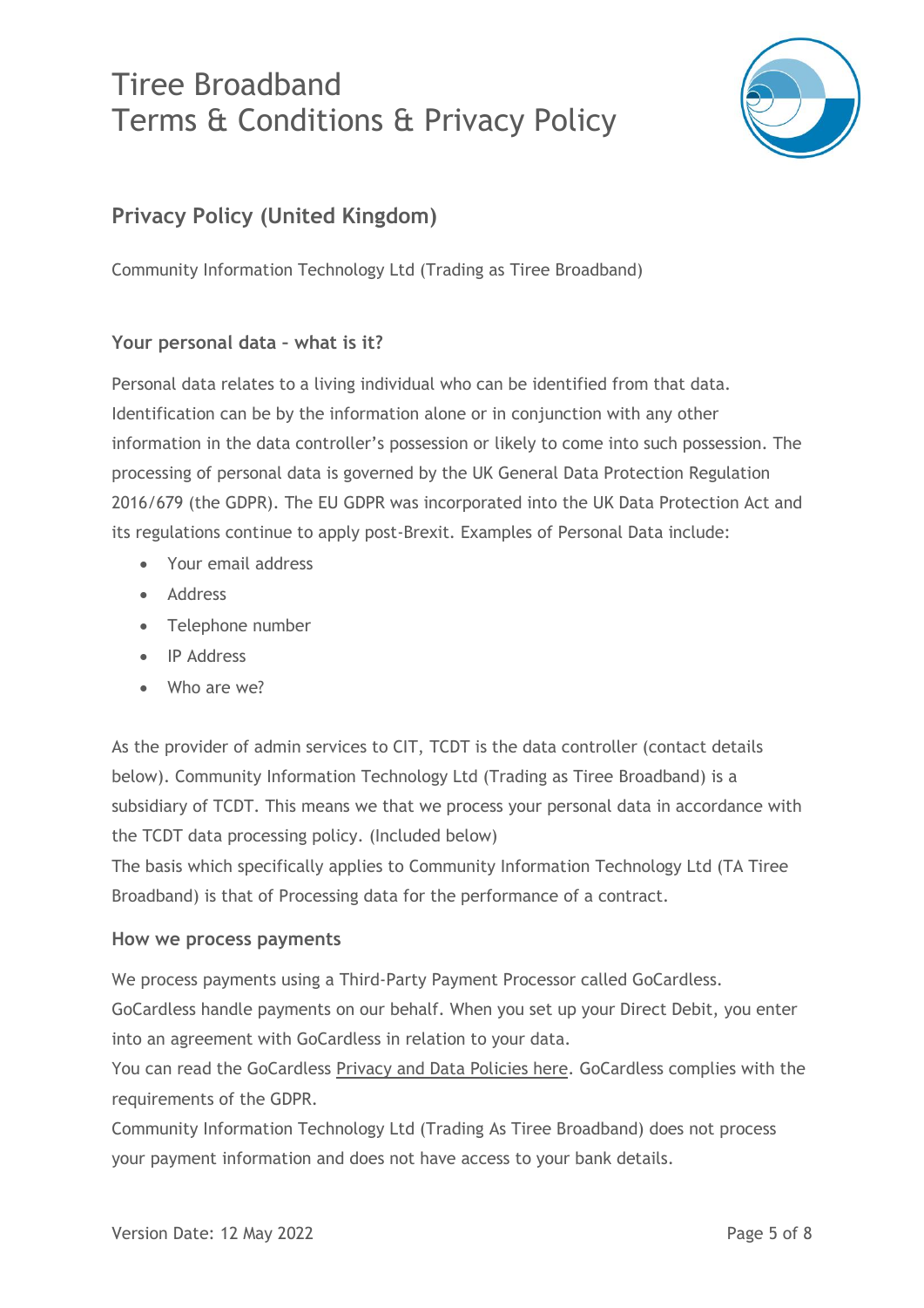# Tiree Broadband
# Terms & Conditions & Privacy Policy

## Privacy Policy (United Kingdom)

Community Information Technology Ltd (Trading as Tiree Broadband)

### Your personal data – what is it?

Personal data relates to a living individual who can be identified from that data. Identification can be by the information alone or in conjunction with any other information in the data controller's possession or likely to come into such possession. The processing of personal data is governed by the UK General Data Protection Regulation 2016/679 (the GDPR). The EU GDPR was incorporated into the UK Data Protection Act and its regulations continue to apply post-Brexit. Examples of Personal Data include:

- Your email address
- Address
- Telephone number
- IP Address
- Who are we?

As the provider of admin services to CIT, TCDT is the data controller (contact details below). Community Information Technology Ltd (Trading as Tiree Broadband) is a subsidiary of TCDT. This means we that we process your personal data in accordance with the TCDT data processing policy. (Included below)

The basis which specifically applies to Community Information Technology Ltd (TA Tiree Broadband) is that of Processing data for the performance of a contract.

### How we process payments

We process payments using a Third-Party Payment Processor called GoCardless. GoCardless handle payments on our behalf. When you set up your Direct Debit, you enter into an agreement with GoCardless in relation to your data.

You can read the GoCardless Privacy and Data Policies here. GoCardless complies with the requirements of the GDPR.

Community Information Technology Ltd (Trading As Tiree Broadband) does not process your payment information and does not have access to your bank details.

Version Date: 12 May 2022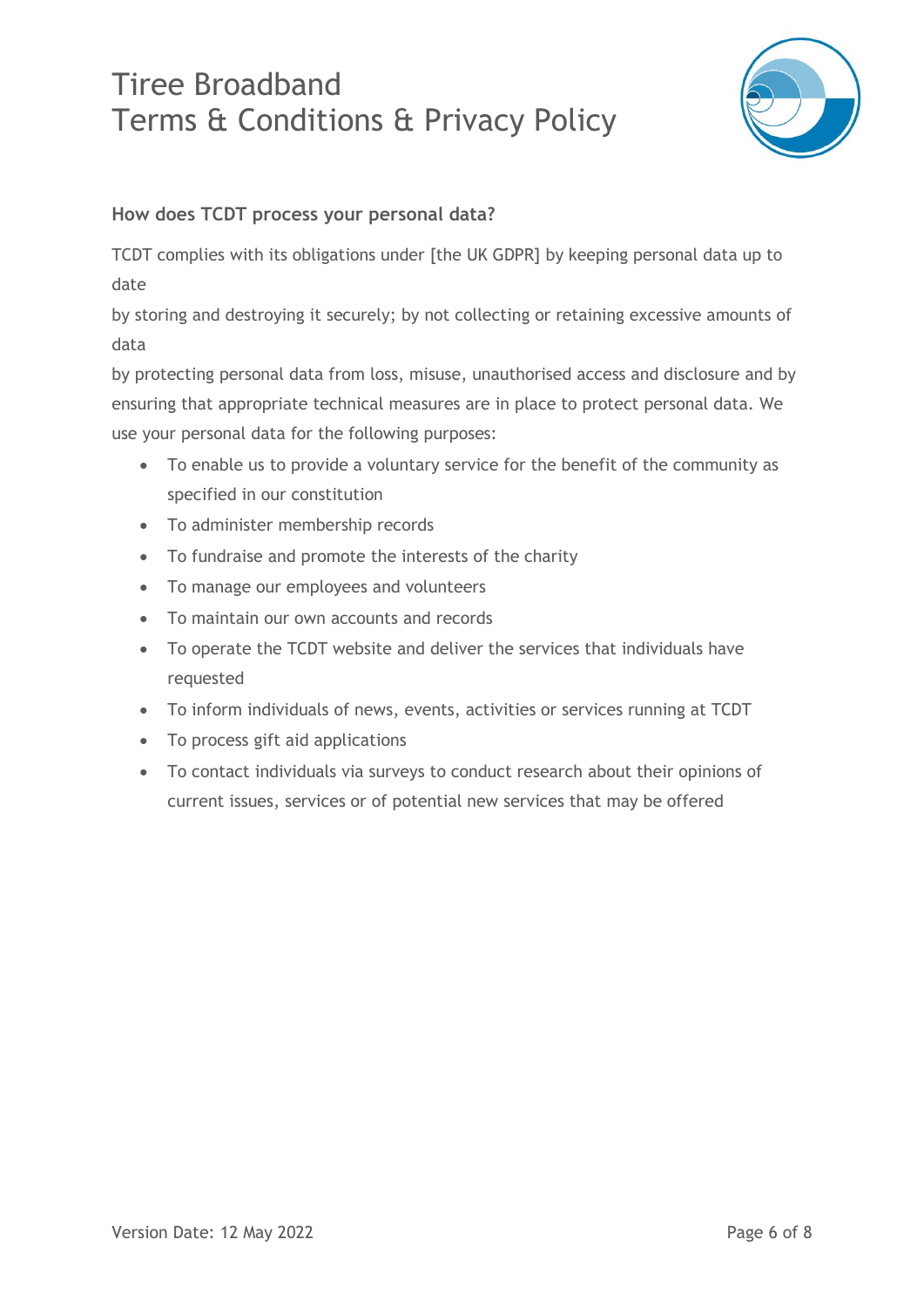### How does TCDT process your personal data?

TCDT complies with its obligations under [the UK GDPR] by keeping personal data up to date
by storing and destroying it securely; by not collecting or retaining excessive amounts of data
by protecting personal data from loss, misuse, unauthorised access and disclosure and by ensuring that appropriate technical measures are in place to protect personal data. We use your personal data for the following purposes:

- To enable us to provide a voluntary service for the benefit of the community as specified in our constitution
- To administer membership records
- To fundraise and promote the interests of the charity
- To manage our employees and volunteers
- To maintain our own accounts and records
- To operate the TCDT website and deliver the services that individuals have requested
- To inform individuals of news, events, activities or services running at TCDT
- To process gift aid applications
- To contact individuals via surveys to conduct research about their opinions of current issues, services or of potential new services that may be offered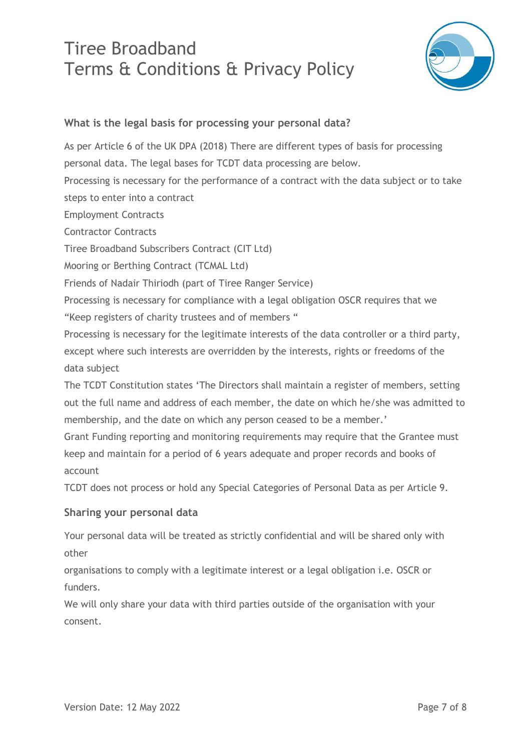## What is the legal basis for processing your personal data?

As per Article 6 of the UK DPA (2018) There are different types of basis for processing personal data. The legal bases for TCDT data processing are below.

Processing is necessary for the performance of a contract with the data subject or to take steps to enter into a contract

Employment Contracts

Contractor Contracts

Tiree Broadband Subscribers Contract (CIT Ltd)

Mooring or Berthing Contract (TCMAL Ltd)

Friends of Nadair Thiriodh (part of Tiree Ranger Service)

Processing is necessary for compliance with a legal obligation OSCR requires that we "Keep registers of charity trustees and of members "

Processing is necessary for the legitimate interests of the data controller or a third party, except where such interests are overridden by the interests, rights or freedoms of the data subject

The TCDT Constitution states 'The Directors shall maintain a register of members, setting out the full name and address of each member, the date on which he/she was admitted to membership, and the date on which any person ceased to be a member.'

Grant Funding reporting and monitoring requirements may require that the Grantee must keep and maintain for a period of 6 years adequate and proper records and books of account

TCDT does not process or hold any Special Categories of Personal Data as per Article 9.

## Sharing your personal data

Your personal data will be treated as strictly confidential and will be shared only with other

organisations to comply with a legitimate interest or a legal obligation i.e. OSCR or funders.

We will only share your data with third parties outside of the organisation with your consent.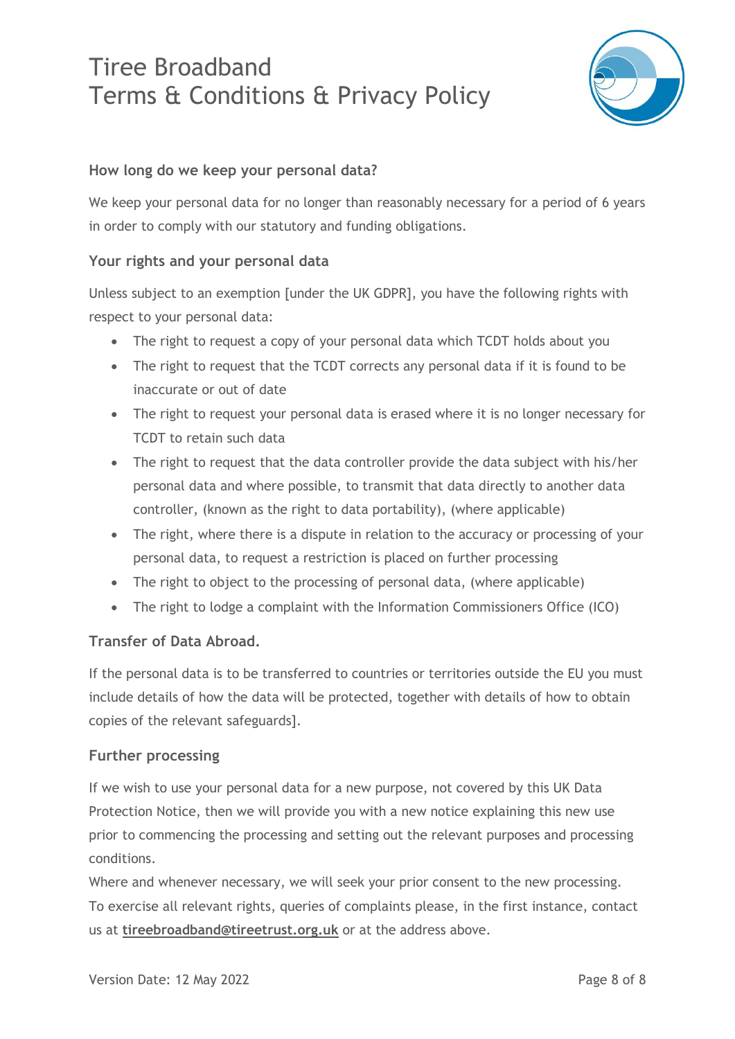### How long do we keep your personal data?

We keep your personal data for no longer than reasonably necessary for a period of 6 years in order to comply with our statutory and funding obligations.

### Your rights and your personal data

Unless subject to an exemption [under the UK GDPR], you have the following rights with respect to your personal data:

- The right to request a copy of your personal data which TCDT holds about you
- The right to request that the TCDT corrects any personal data if it is found to be inaccurate or out of date
- The right to request your personal data is erased where it is no longer necessary for TCDT to retain such data
- The right to request that the data controller provide the data subject with his/her personal data and where possible, to transmit that data directly to another data controller, (known as the right to data portability), (where applicable)
- The right, where there is a dispute in relation to the accuracy or processing of your personal data, to request a restriction is placed on further processing
- The right to object to the processing of personal data, (where applicable)
- The right to lodge a complaint with the Information Commissioners Office (ICO)

### Transfer of Data Abroad.

If the personal data is to be transferred to countries or territories outside the EU you must include details of how the data will be protected, together with details of how to obtain copies of the relevant safeguards].

### Further processing

If we wish to use your personal data for a new purpose, not covered by this UK Data Protection Notice, then we will provide you with a new notice explaining this new use prior to commencing the processing and setting out the relevant purposes and processing conditions.

Where and whenever necessary, we will seek your prior consent to the new processing.

To exercise all relevant rights, queries of complaints please, in the first instance, contact us at **tireebroadband@tireetrust.org.uk** or at the address above.

Version Date: 12 May 2022